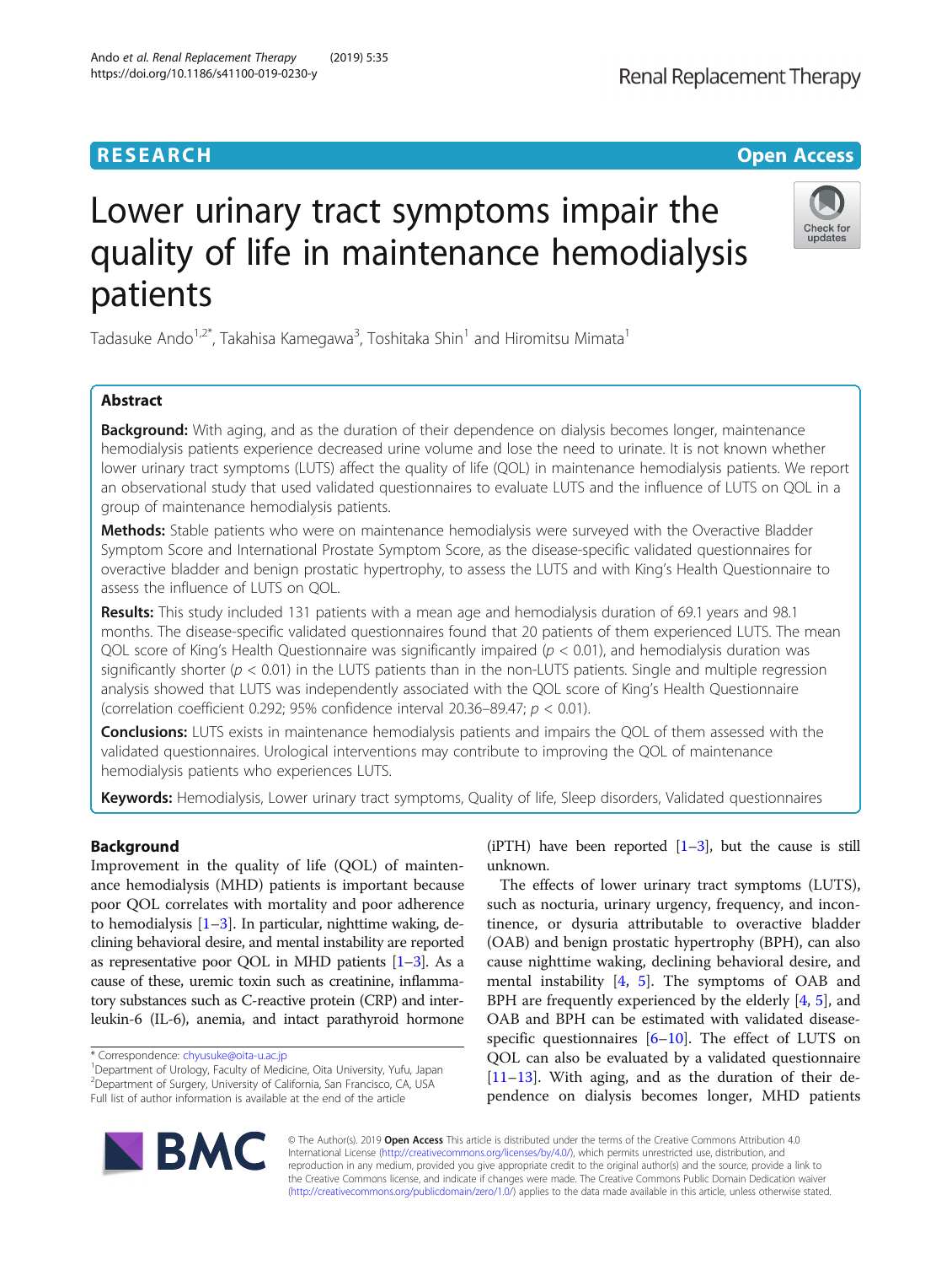RESEARCH Open Access

# Lower urinary tract symptoms impair the quality of life in maintenance hemodialysis patients

Tadasuke Ando[1,2*], Takahisa Kamegawa[3], Toshitaka Shin[1] and Hiromitsu Mimata[1]

## Abstract

**Background:** With aging, and as the duration of their dependence on dialysis becomes longer, maintenance hemodialysis patients experience decreased urine volume and lose the need to urinate. It is not known whether lower urinary tract symptoms (LUTS) affect the quality of life (QOL) in maintenance hemodialysis patients. We report an observational study that used validated questionnaires to evaluate LUTS and the influence of LUTS on QOL in a group of maintenance hemodialysis patients.

**Methods:** Stable patients who were on maintenance hemodialysis were surveyed with the Overactive Bladder Symptom Score and International Prostate Symptom Score, as the disease-specific validated questionnaires for overactive bladder and benign prostatic hypertrophy, to assess the LUTS and with King's Health Questionnaire to assess the influence of LUTS on QOL.

**Results:** This study included 131 patients with a mean age and hemodialysis duration of 69.1 years and 98.1 months. The disease-specific validated questionnaires found that 20 patients of them experienced LUTS. The mean QOL score of King's Health Questionnaire was significantly impaired ($p < 0.01$), and hemodialysis duration was significantly shorter ($p < 0.01$) in the LUTS patients than in the non-LUTS patients. Single and multiple regression analysis showed that LUTS was independently associated with the QOL score of King's Health Questionnaire (correlation coefficient 0.292; 95% confidence interval 20.36–89.47; $p < 0.01$).

**Conclusions:** LUTS exists in maintenance hemodialysis patients and impairs the QOL of them assessed with the validated questionnaires. Urological interventions may contribute to improving the QOL of maintenance hemodialysis patients who experiences LUTS.

**Keywords:** Hemodialysis, Lower urinary tract symptoms, Quality of life, Sleep disorders, Validated questionnaires

## Background

Improvement in the quality of life (QOL) of maintenance hemodialysis (MHD) patients is important because poor QOL correlates with mortality and poor adherence to hemodialysis [1–3]. In particular, nighttime waking, declining behavioral desire, and mental instability are reported as representative poor QOL in MHD patients [1–3]. As a cause of these, uremic toxin such as creatinine, inflammatory substances such as C-reactive protein (CRP) and interleukin-6 (IL-6), anemia, and intact parathyroid hormone (iPTH) have been reported [1–3], but the cause is still unknown.

The effects of lower urinary tract symptoms (LUTS), such as nocturia, urinary urgency, frequency, and incontinence, or dysuria attributable to overactive bladder (OAB) and benign prostatic hypertrophy (BPH), can also cause nighttime waking, declining behavioral desire, and mental instability [4, 5]. The symptoms of OAB and BPH are frequently experienced by the elderly [4, 5], and OAB and BPH can be estimated with validated disease-specific questionnaires [6–10]. The effect of LUTS on QOL can also be evaluated by a validated questionnaire [11–13]. With aging, and as the duration of their dependence on dialysis becomes longer, MHD patients

\* Correspondence: chyusuke@oita-u.ac.jp
[1]Department of Urology, Faculty of Medicine, Oita University, Yufu, Japan
[2]Department of Surgery, University of California, San Francisco, CA, USA
Full list of author information is available at the end of the article

© The Author(s). 2019 **Open Access** This article is distributed under the terms of the Creative Commons Attribution 4.0 International License (http://creativecommons.org/licenses/by/4.0/), which permits unrestricted use, distribution, and reproduction in any medium, provided you give appropriate credit to the original author(s) and the source, provide a link to the Creative Commons license, and indicate if changes were made. The Creative Commons Public Domain Dedication waiver (http://creativecommons.org/publicdomain/zero/1.0/) applies to the data made available in this article, unless otherwise stated.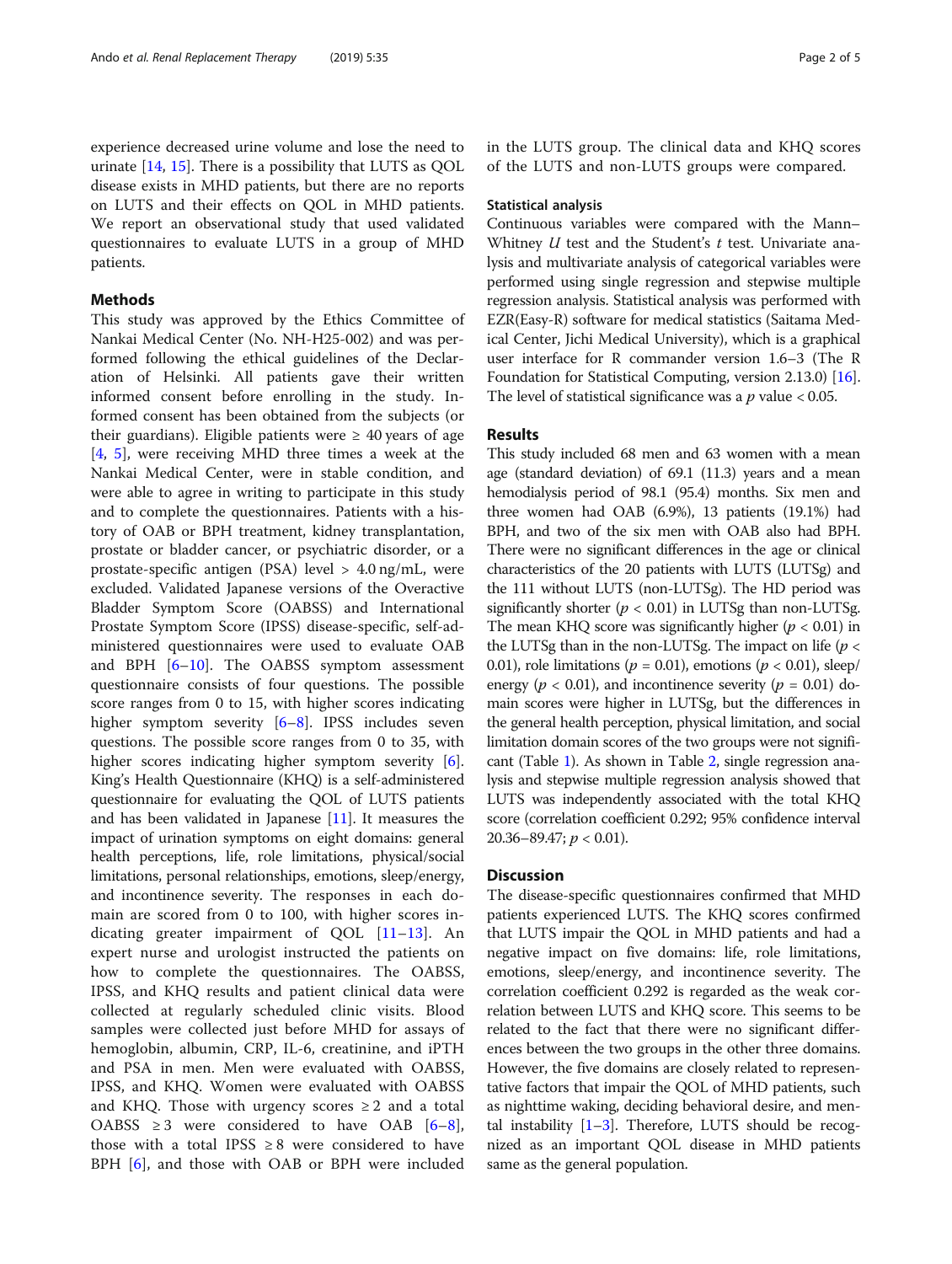experience decreased urine volume and lose the need to urinate [14, 15]. There is a possibility that LUTS as QOL disease exists in MHD patients, but there are no reports on LUTS and their effects on QOL in MHD patients. We report an observational study that used validated questionnaires to evaluate LUTS in a group of MHD patients.

## Methods

This study was approved by the Ethics Committee of Nankai Medical Center (No. NH-H25-002) and was performed following the ethical guidelines of the Declaration of Helsinki. All patients gave their written informed consent before enrolling in the study. Informed consent has been obtained from the subjects (or their guardians). Eligible patients were ≥ 40 years of age [4, 5], were receiving MHD three times a week at the Nankai Medical Center, were in stable condition, and were able to agree in writing to participate in this study and to complete the questionnaires. Patients with a history of OAB or BPH treatment, kidney transplantation, prostate or bladder cancer, or psychiatric disorder, or a prostate-specific antigen (PSA) level > 4.0 ng/mL, were excluded. Validated Japanese versions of the Overactive Bladder Symptom Score (OABSS) and International Prostate Symptom Score (IPSS) disease-specific, self-administered questionnaires were used to evaluate OAB and BPH [6–10]. The OABSS symptom assessment questionnaire consists of four questions. The possible score ranges from 0 to 15, with higher scores indicating higher symptom severity [6–8]. IPSS includes seven questions. The possible score ranges from 0 to 35, with higher scores indicating higher symptom severity [6]. King's Health Questionnaire (KHQ) is a self-administered questionnaire for evaluating the QOL of LUTS patients and has been validated in Japanese [11]. It measures the impact of urination symptoms on eight domains: general health perceptions, life, role limitations, physical/social limitations, personal relationships, emotions, sleep/energy, and incontinence severity. The responses in each domain are scored from 0 to 100, with higher scores indicating greater impairment of QOL [11–13]. An expert nurse and urologist instructed the patients on how to complete the questionnaires. The OABSS, IPSS, and KHQ results and patient clinical data were collected at regularly scheduled clinic visits. Blood samples were collected just before MHD for assays of hemoglobin, albumin, CRP, IL-6, creatinine, and iPTH and PSA in men. Men were evaluated with OABSS, IPSS, and KHQ. Women were evaluated with OABSS and KHQ. Those with urgency scores ≥ 2 and a total OABSS ≥ 3 were considered to have OAB [6–8], those with a total IPSS ≥ 8 were considered to have BPH [6], and those with OAB or BPH were included in the LUTS group. The clinical data and KHQ scores of the LUTS and non-LUTS groups were compared.

### Statistical analysis

Continuous variables were compared with the Mann–Whitney *U* test and the Student's *t* test. Univariate analysis and multivariate analysis of categorical variables were performed using single regression and stepwise multiple regression analysis. Statistical analysis was performed with EZR(Easy-R) software for medical statistics (Saitama Medical Center, Jichi Medical University), which is a graphical user interface for R commander version 1.6–3 (The R Foundation for Statistical Computing, version 2.13.0) [16]. The level of statistical significance was a $p$ value < 0.05.

## Results

This study included 68 men and 63 women with a mean age (standard deviation) of 69.1 (11.3) years and a mean hemodialysis period of 98.1 (95.4) months. Six men and three women had OAB (6.9%), 13 patients (19.1%) had BPH, and two of the six men with OAB also had BPH. There were no significant differences in the age or clinical characteristics of the 20 patients with LUTS (LUTSg) and the 111 without LUTS (non-LUTSg). The HD period was significantly shorter ($p < 0.01$) in LUTSg than non-LUTSg. The mean KHQ score was significantly higher ($p < 0.01$) in the LUTSg than in the non-LUTSg. The impact on life ($p < 0.01$), role limitations ($p = 0.01$), emotions ($p < 0.01$), sleep/energy ($p < 0.01$), and incontinence severity ($p = 0.01$) domain scores were higher in LUTSg, but the differences in the general health perception, physical limitation, and social limitation domain scores of the two groups were not significant (Table 1). As shown in Table 2, single regression analysis and stepwise multiple regression analysis showed that LUTS was independently associated with the total KHQ score (correlation coefficient 0.292; 95% confidence interval 20.36–89.47; $p < 0.01$).

## Discussion

The disease-specific questionnaires confirmed that MHD patients experienced LUTS. The KHQ scores confirmed that LUTS impair the QOL in MHD patients and had a negative impact on five domains: life, role limitations, emotions, sleep/energy, and incontinence severity. The correlation coefficient 0.292 is regarded as the weak correlation between LUTS and KHQ score. This seems to be related to the fact that there were no significant differences between the two groups in the other three domains. However, the five domains are closely related to representative factors that impair the QOL of MHD patients, such as nighttime waking, deciding behavioral desire, and mental instability [1–3]. Therefore, LUTS should be recognized as an important QOL disease in MHD patients same as the general population.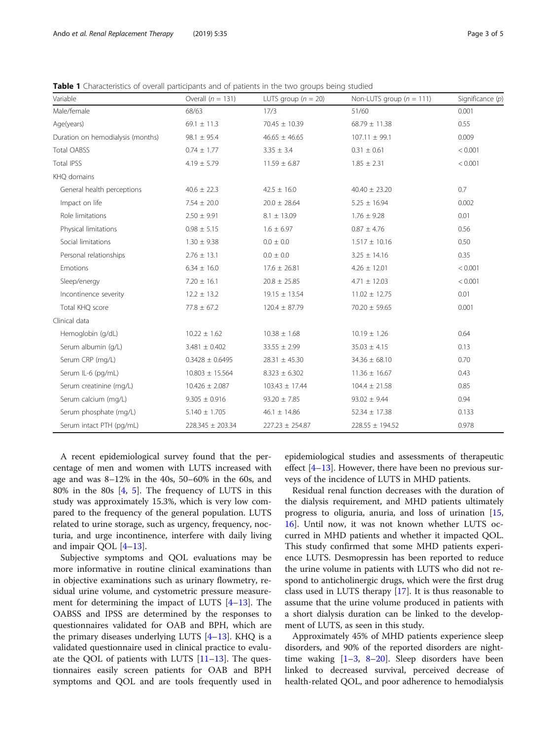**Table 1** Characteristics of overall participants and of patients in the two groups being studied

| Variable | Overall ($n$ = 131) | LUTS group ($n$ = 20) | Non-LUTS group ($n$ = 111) | Significance ($p$) |
|---|---|---|---|---|
| Male/female | 68/63 | 17/3 | 51/60 | 0.001 |
| Age(years) | 69.1 ± 11.3 | 70.45 ± 10.39 | 68.79 ± 11.38 | 0.55 |
| Duration on hemodialysis (months) | 98.1 ± 95.4 | 46.65 ± 46.65 | 107.11 ± 99.1 | 0.009 |
| Total OABSS | 0.74 ± 1.77 | 3.35 ± 3.4 | 0.31 ± 0.61 | < 0.001 |
| Total IPSS | 4.19 ± 5.79 | 11.59 ± 6.87 | 1.85 ± 2.31 | < 0.001 |
| KHQ domains | | | | |
| General health perceptions | 40.6 ± 22.3 | 42.5 ± 16.0 | 40.40 ± 23.20 | 0.7 |
| Impact on life | 7.54 ± 20.0 | 20.0 ± 28.64 | 5.25 ± 16.94 | 0.002 |
| Role limitations | 2.50 ± 9.91 | 8.1 ± 13.09 | 1.76 ± 9.28 | 0.01 |
| Physical limitations | 0.98 ± 5.15 | 1.6 ± 6.97 | 0.87 ± 4.76 | 0.56 |
| Social limitations | 1.30 ± 9.38 | 0.0 ± 0.0 | 1.517 ± 10.16 | 0.50 |
| Personal relationships | 2.76 ± 13.1 | 0.0 ± 0.0 | 3.25 ± 14.16 | 0.35 |
| Emotions | 6.34 ± 16.0 | 17.6 ± 26.81 | 4.26 ± 12.01 | < 0.001 |
| Sleep/energy | 7.20 ± 16.1 | 20.8 ± 25.85 | 4.71 ± 12.03 | < 0.001 |
| Incontinence severity | 12.2 ± 13.2 | 19.15 ± 13.54 | 11.02 ± 12.75 | 0.01 |
| Total KHQ score | 77.8 ± 67.2 | 120.4 ± 87.79 | 70.20 ± 59.65 | 0.001 |
| Clinical data | | | | |
| Hemoglobin (g/dL) | 10.22 ± 1.62 | 10.38 ± 1.68 | 10.19 ± 1.26 | 0.64 |
| Serum albumin (g/L) | 3.481 ± 0.402 | 33.55 ± 2.99 | 35.03 ± 4.15 | 0.13 |
| Serum CRP (mg/L) | 0.3428 ± 0.6495 | 28.31 ± 45.30 | 34.36 ± 68.10 | 0.70 |
| Serum IL-6 (pg/mL) | 10.803 ± 15.564 | 8.323 ± 6.302 | 11.36 ± 16.67 | 0.43 |
| Serum creatinine (mg/L) | 10.426 ± 2.087 | 103.43 ± 17.44 | 104.4 ± 21.58 | 0.85 |
| Serum calcium (mg/L) | 9.305 ± 0.916 | 93.20 ± 7.85 | 93.02 ± 9.44 | 0.94 |
| Serum phosphate (mg/L) | 5.140 ± 1.705 | 46.1 ± 14.86 | 52.34 ± 17.38 | 0.133 |
| Serum intact PTH (pg/mL) | 228.345 ± 203.34 | 227.23 ± 254.87 | 228.55 ± 194.52 | 0.978 |

A recent epidemiological survey found that the percentage of men and women with LUTS increased with age and was 8–12% in the 40s, 50–60% in the 60s, and 80% in the 80s [4, 5]. The frequency of LUTS in this study was approximately 15.3%, which is very low compared to the frequency of the general population. LUTS related to urine storage, such as urgency, frequency, nocturia, and urge incontinence, interfere with daily living and impair QOL [4–13].

Subjective symptoms and QOL evaluations may be more informative in routine clinical examinations than in objective examinations such as urinary flowmetry, residual urine volume, and cystometric pressure measurement for determining the impact of LUTS [4–13]. The OABSS and IPSS are determined by the responses to questionnaires validated for OAB and BPH, which are the primary diseases underlying LUTS [4–13]. KHQ is a validated questionnaire used in clinical practice to evaluate the QOL of patients with LUTS [11–13]. The questionnaires easily screen patients for OAB and BPH symptoms and QOL and are tools frequently used in epidemiological studies and assessments of therapeutic effect [4–13]. However, there have been no previous surveys of the incidence of LUTS in MHD patients.

Residual renal function decreases with the duration of the dialysis requirement, and MHD patients ultimately progress to oliguria, anuria, and loss of urination [15, 16]. Until now, it was not known whether LUTS occurred in MHD patients and whether it impacted QOL. This study confirmed that some MHD patients experience LUTS. Desmopressin has been reported to reduce the urine volume in patients with LUTS who did not respond to anticholinergic drugs, which were the first drug class used in LUTS therapy [17]. It is thus reasonable to assume that the urine volume produced in patients with a short dialysis duration can be linked to the development of LUTS, as seen in this study.

Approximately 45% of MHD patients experience sleep disorders, and 90% of the reported disorders are nighttime waking [1–3, 8–20]. Sleep disorders have been linked to decreased survival, perceived decrease of health-related QOL, and poor adherence to hemodialysis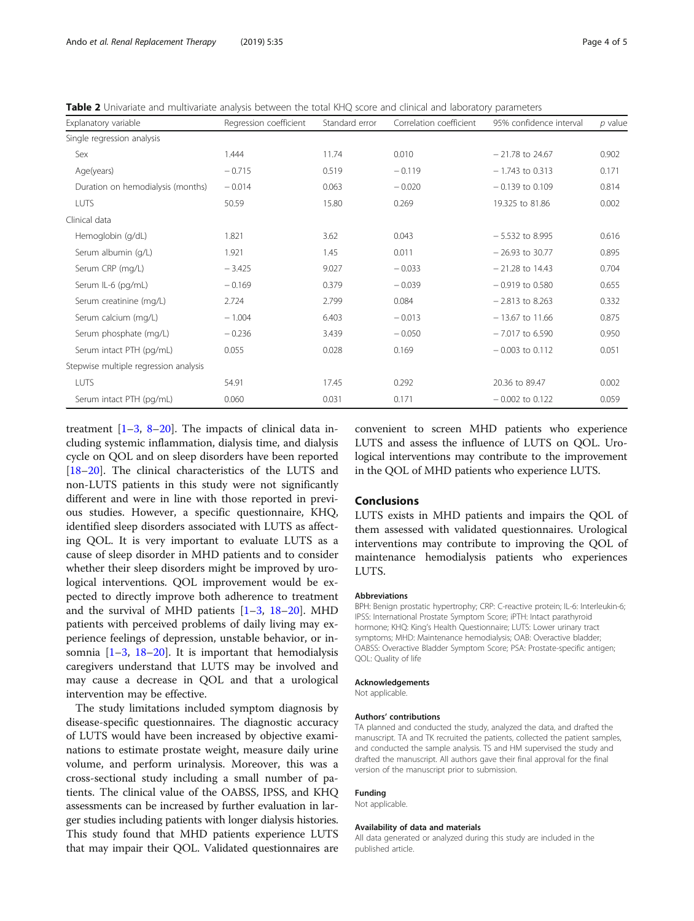**Table 2** Univariate and multivariate analysis between the total KHQ score and clinical and laboratory parameters

| Explanatory variable | Regression coefficient | Standard error | Correlation coefficient | 95% confidence interval | *p* value |
|---|---|---|---|---|---|
| Single regression analysis | | | | | |
| Sex | 1.444 | 11.74 | 0.010 | − 21.78 to 24.67 | 0.902 |
| Age(years) | − 0.715 | 0.519 | − 0.119 | − 1.743 to 0.313 | 0.171 |
| Duration on hemodialysis (months) | − 0.014 | 0.063 | − 0.020 | − 0.139 to 0.109 | 0.814 |
| LUTS | 50.59 | 15.80 | 0.269 | 19.325 to 81.86 | 0.002 |
| Clinical data | | | | | |
| Hemoglobin (g/dL) | 1.821 | 3.62 | 0.043 | − 5.532 to 8.995 | 0.616 |
| Serum albumin (g/L) | 1.921 | 1.45 | 0.011 | − 26.93 to 30.77 | 0.895 |
| Serum CRP (mg/L) | − 3.425 | 9.027 | − 0.033 | − 21.28 to 14.43 | 0.704 |
| Serum IL-6 (pg/mL) | − 0.169 | 0.379 | − 0.039 | − 0.919 to 0.580 | 0.655 |
| Serum creatinine (mg/L) | 2.724 | 2.799 | 0.084 | − 2.813 to 8.263 | 0.332 |
| Serum calcium (mg/L) | − 1.004 | 6.403 | − 0.013 | − 13.67 to 11.66 | 0.875 |
| Serum phosphate (mg/L) | − 0.236 | 3.439 | − 0.050 | − 7.017 to 6.590 | 0.950 |
| Serum intact PTH (pg/mL) | 0.055 | 0.028 | 0.169 | − 0.003 to 0.112 | 0.051 |
| Stepwise multiple regression analysis | | | | | |
| LUTS | 54.91 | 17.45 | 0.292 | 20.36 to 89.47 | 0.002 |
| Serum intact PTH (pg/mL) | 0.060 | 0.031 | 0.171 | − 0.002 to 0.122 | 0.059 |

treatment [1–3, 8–20]. The impacts of clinical data including systemic inflammation, dialysis time, and dialysis cycle on QOL and on sleep disorders have been reported [18–20]. The clinical characteristics of the LUTS and non-LUTS patients in this study were not significantly different and were in line with those reported in previous studies. However, a specific questionnaire, KHQ, identified sleep disorders associated with LUTS as affecting QOL. It is very important to evaluate LUTS as a cause of sleep disorder in MHD patients and to consider whether their sleep disorders might be improved by urological interventions. QOL improvement would be expected to directly improve both adherence to treatment and the survival of MHD patients [1–3, 18–20]. MHD patients with perceived problems of daily living may experience feelings of depression, unstable behavior, or insomnia [1–3, 18–20]. It is important that hemodialysis caregivers understand that LUTS may be involved and may cause a decrease in QOL and that a urological intervention may be effective.

The study limitations included symptom diagnosis by disease-specific questionnaires. The diagnostic accuracy of LUTS would have been increased by objective examinations to estimate prostate weight, measure daily urine volume, and perform urinalysis. Moreover, this was a cross-sectional study including a small number of patients. The clinical value of the OABSS, IPSS, and KHQ assessments can be increased by further evaluation in larger studies including patients with longer dialysis histories. This study found that MHD patients experience LUTS that may impair their QOL. Validated questionnaires are convenient to screen MHD patients who experience LUTS and assess the influence of LUTS on QOL. Urological interventions may contribute to the improvement in the QOL of MHD patients who experience LUTS.

## Conclusions

LUTS exists in MHD patients and impairs the QOL of them assessed with validated questionnaires. Urological interventions may contribute to improving the QOL of maintenance hemodialysis patients who experiences LUTS.

#### Abbreviations

BPH: Benign prostatic hypertrophy; CRP: C-reactive protein; IL-6: Interleukin-6; IPSS: International Prostate Symptom Score; iPTH: Intact parathyroid hormone; KHQ: King's Health Questionnaire; LUTS: Lower urinary tract symptoms; MHD: Maintenance hemodialysis; OAB: Overactive bladder; OABSS: Overactive Bladder Symptom Score; PSA: Prostate-specific antigen; QOL: Quality of life

#### Acknowledgements

Not applicable.

#### Authors' contributions

TA planned and conducted the study, analyzed the data, and drafted the manuscript. TA and TK recruited the patients, collected the patient samples, and conducted the sample analysis. TS and HM supervised the study and drafted the manuscript. All authors gave their final approval for the final version of the manuscript prior to submission.

#### Funding

Not applicable.

#### Availability of data and materials

All data generated or analyzed during this study are included in the published article.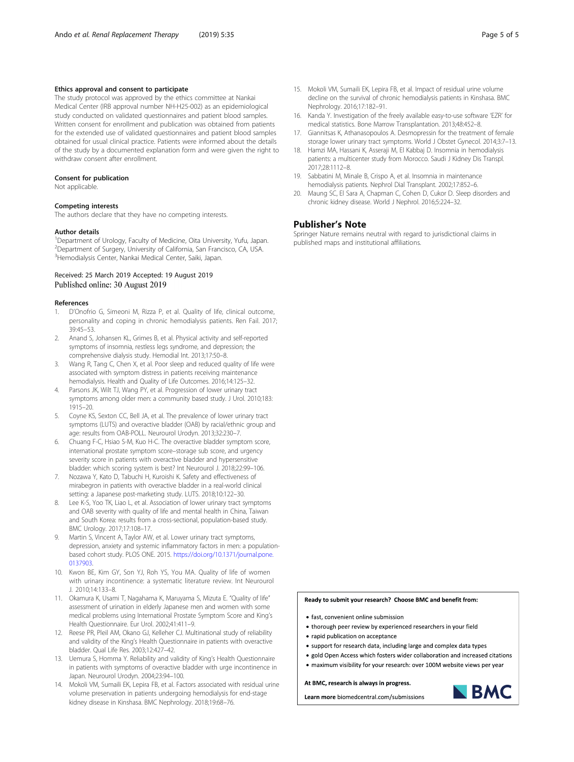#### Ethics approval and consent to participate

The study protocol was approved by the ethics committee at Nankai Medical Center (IRB approval number NH-H25-002) as an epidemiological study conducted on validated questionnaires and patient blood samples. Written consent for enrollment and publication was obtained from patients for the extended use of validated questionnaires and patient blood samples obtained for usual clinical practice. Patients were informed about the details of the study by a documented explanation form and were given the right to withdraw consent after enrollment.

#### Consent for publication

Not applicable.

#### Competing interests

The authors declare that they have no competing interests.

#### Author details

[1]Department of Urology, Faculty of Medicine, Oita University, Yufu, Japan. [2]Department of Surgery, University of California, San Francisco, CA, USA. [3]Hemodialysis Center, Nankai Medical Center, Saiki, Japan.

Received: 25 March 2019 Accepted: 19 August 2019
Published online: 30 August 2019

#### References

1. D'Onofrio G, Simeoni M, Rizza P, et al. Quality of life, clinical outcome, personality and coping in chronic hemodialysis patients. Ren Fail. 2017; 39:45–53.
2. Anand S, Johansen KL, Grimes B, et al. Physical activity and self-reported symptoms of insomnia, restless legs syndrome, and depression; the comprehensive dialysis study. Hemodial Int. 2013;17:50–8.
3. Wang R, Tang C, Chen X, et al. Poor sleep and reduced quality of life were associated with symptom distress in patients receiving maintenance hemodialysis. Health and Quality of Life Outcomes. 2016;14:125–32.
4. Parsons JK, Wilt TJ, Wang PY, et al. Progression of lower urinary tract symptoms among older men: a community based study. J Urol. 2010;183: 1915–20.
5. Coyne KS, Sexton CC, Bell JA, et al. The prevalence of lower urinary tract symptoms (LUTS) and overactive bladder (OAB) by racial/ethnic group and age: results from OAB-POLL. Neurourol Urodyn. 2013;32:230–7.
6. Chuang F-C, Hsiao S-M, Kuo H-C. The overactive bladder symptom score, international prostate symptom score–storage sub score, and urgency severity score in patients with overactive bladder and hypersensitive bladder: which scoring system is best? Int Neurourol J. 2018;22:99–106.
7. Nozawa Y, Kato D, Tabuchi H, Kuroishi K. Safety and effectiveness of mirabegron in patients with overactive bladder in a real-world clinical setting: a Japanese post-marketing study. LUTS. 2018;10:122–30.
8. Lee K-S, Yoo TK, Liao L, et al. Association of lower urinary tract symptoms and OAB severity with quality of life and mental health in China, Taiwan and South Korea: results from a cross-sectional, population-based study. BMC Urology. 2017;17:108–17.
9. Martin S, Vincent A, Taylor AW, et al. Lower urinary tract symptoms, depression, anxiety and systemic inflammatory factors in men: a population-based cohort study. PLOS ONE. 2015. https://doi.org/10.1371/journal.pone.0137903.
10. Kwon BE, Kim GY, Son YJ, Roh YS, You MA. Quality of life of women with urinary incontinence: a systematic literature review. Int Neurourol J. 2010;14:133–8.
11. Okamura K, Usami T, Nagahama K, Maruyama S, Mizuta E. "Quality of life" assessment of urination in elderly Japanese men and women with some medical problems using International Prostate Symptom Score and King's Health Questionnaire. Eur Urol. 2002;41:411–9.
12. Reese PR, Pleil AM, Okano GJ, Kelleher CJ. Multinational study of reliability and validity of the King's Health Questionnaire in patients with overactive bladder. Qual Life Res. 2003;12:427–42.
13. Uemura S, Homma Y. Reliability and validity of King's Health Questionnaire in patients with symptoms of overactive bladder with urge incontinence in Japan. Neurourol Urodyn. 2004;23:94–100.
14. Mokoli VM, Sumaili EK, Lepira FB, et al. Factors associated with residual urine volume preservation in patients undergoing hemodialysis for end-stage kidney disease in Kinshasa. BMC Nephrology. 2018;19:68–76.
15. Mokoli VM, Sumaili EK, Lepira FB, et al. Impact of residual urine volume decline on the survival of chronic hemodialysis patients in Kinshasa. BMC Nephrology. 2016;17:182–91.
16. Kanda Y. Investigation of the freely available easy-to-use software 'EZR' for medical statistics. Bone Marrow Transplantation. 2013;48:452–8.
17. Giannitsas K, Athanasopoulos A. Desmopressin for the treatment of female storage lower urinary tract symptoms. World J Obstet Gynecol. 2014;3:7–13.
18. Hamzi MA, Hassani K, Asseraji M, El Kabbaj D. Insomnia in hemodialysis patients: a multicenter study from Morocco. Saudi J Kidney Dis Transpl. 2017;28:1112–8.
19. Sabbatini M, Minale B, Crispo A, et al. Insomnia in maintenance hemodialysis patients. Nephrol Dial Transplant. 2002;17:852–6.
20. Maung SC, El Sara A, Chapman C, Cohen D, Cukor D. Sleep disorders and chronic kidney disease. World J Nephrol. 2016;5:224–32.

### Publisher's Note

Springer Nature remains neutral with regard to jurisdictional claims in published maps and institutional affiliations.

**Ready to submit your research? Choose BMC and benefit from:**

- fast, convenient online submission
- thorough peer review by experienced researchers in your field
- rapid publication on acceptance
- support for research data, including large and complex data types
- gold Open Access which fosters wider collaboration and increased citations
- maximum visibility for your research: over 100M website views per year

**At BMC, research is always in progress.**

**Learn more** biomedcentral.com/submissions

BMC